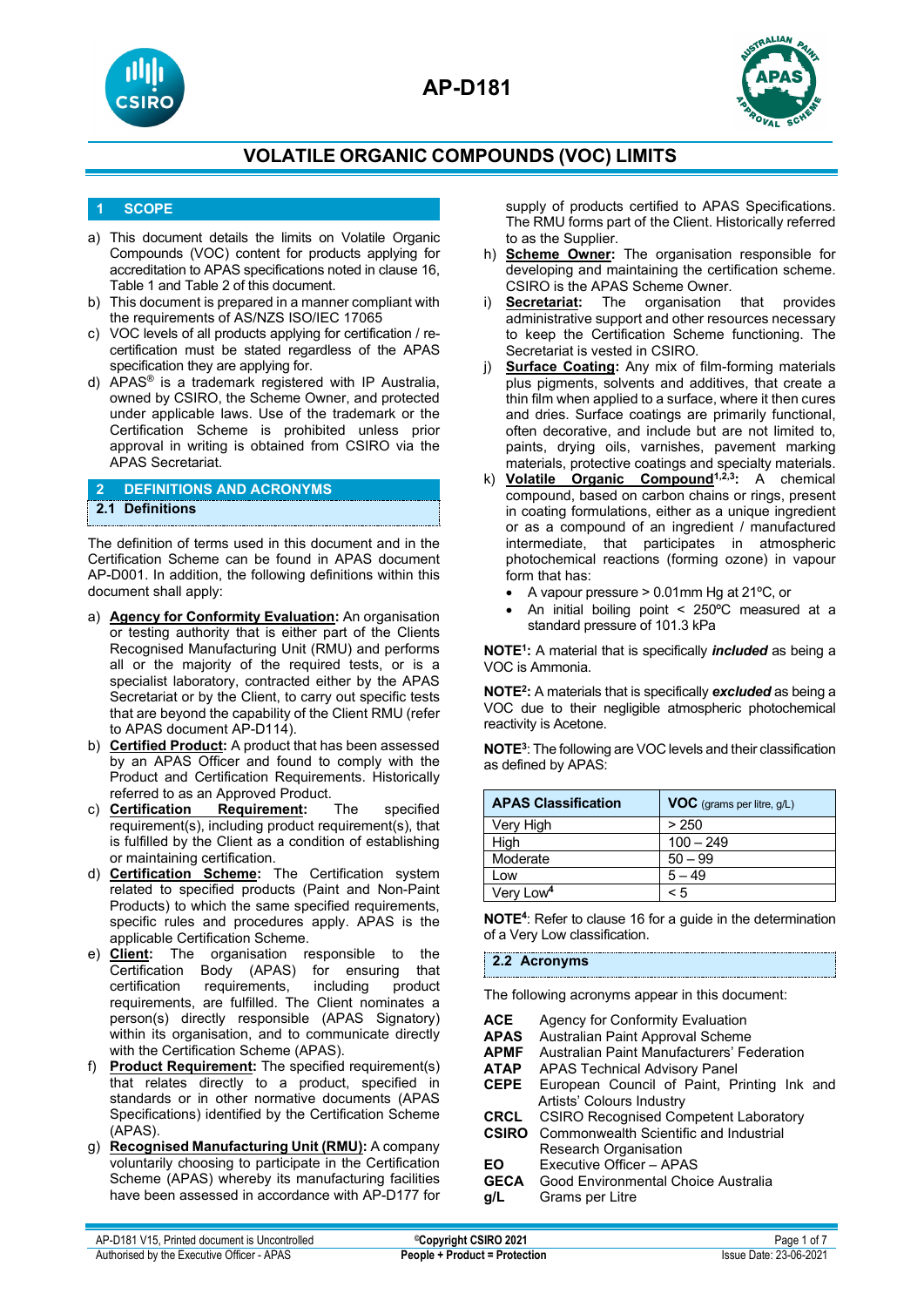# AP-D181

## VOLATILE ORGANIC COMPOUNDS (VOC) LIMITS

## 1 SCOPE

a) This document details the limits on Volatile Organic Compounds (VOC) content for products applying for accreditation to APAS specifications noted in clause 16, Table 1 and Table 2 of this document.

b) This document is prepared in a manner compliant with the requirements of AS/NZS ISO/IEC 17065

c) VOC levels of all products applying for certification / re-certification must be stated regardless of the APAS specification they are applying for.

d) APAS® is a trademark registered with IP Australia, owned by CSIRO, the Scheme Owner, and protected under applicable laws. Use of the trademark or the Certification Scheme is prohibited unless prior approval in writing is obtained from CSIRO via the APAS Secretariat.

## 2 DEFINITIONS AND ACRONYMS

### 2.1 Definitions

The definition of terms used in this document and in the Certification Scheme can be found in APAS document AP-D001. In addition, the following definitions within this document shall apply:

a) **Agency for Conformity Evaluation:** An organisation or testing authority that is either part of the Clients Recognised Manufacturing Unit (RMU) and performs all or the majority of the required tests, or is a specialist laboratory, contracted either by the APAS Secretariat or by the Client, to carry out specific tests that are beyond the capability of the Client RMU (refer to APAS document AP-D114).

b) **Certified Product:** A product that has been assessed by an APAS Officer and found to comply with the Product and Certification Requirements. Historically referred to as an Approved Product.

c) **Certification Requirement:** The specified requirement(s), including product requirement(s), that is fulfilled by the Client as a condition of establishing or maintaining certification.

d) **Certification Scheme:** The Certification system related to specified products (Paint and Non-Paint Products) to which the same specified requirements, specific rules and procedures apply. APAS is the applicable Certification Scheme.

e) **Client:** The organisation responsible to the Certification Body (APAS) for ensuring that certification requirements, including product requirements, are fulfilled. The Client nominates a person(s) directly responsible (APAS Signatory) within its organisation, and to communicate directly with the Certification Scheme (APAS).

f) **Product Requirement:** The specified requirement(s) that relates directly to a product, specified in standards or in other normative documents (APAS Specifications) identified by the Certification Scheme (APAS).

g) **Recognised Manufacturing Unit (RMU):** A company voluntarily choosing to participate in the Certification Scheme (APAS) whereby its manufacturing facilities have been assessed in accordance with AP-D177 for supply of products certified to APAS Specifications. The RMU forms part of the Client. Historically referred to as the Supplier.

h) **Scheme Owner:** The organisation responsible for developing and maintaining the certification scheme. CSIRO is the APAS Scheme Owner.

i) **Secretariat:** The organisation that provides administrative support and other resources necessary to keep the Certification Scheme functioning. The Secretariat is vested in CSIRO.

j) **Surface Coating:** Any mix of film-forming materials plus pigments, solvents and additives, that create a thin film when applied to a surface, where it then cures and dries. Surface coatings are primarily functional, often decorative, and include but are not limited to, paints, drying oils, varnishes, pavement marking materials, protective coatings and specialty materials.

k) **Volatile Organic Compound[1,2,3]:** A chemical compound, based on carbon chains or rings, present in coating formulations, either as a unique ingredient or as a compound of an ingredient / manufactured intermediate, that participates in atmospheric photochemical reactions (forming ozone) in vapour form that has:
   - A vapour pressure > 0.01mm Hg at 21ºC, or
   - An initial boiling point < 250ºC measured at a standard pressure of 101.3 kPa

**NOTE[1]:** A material that is specifically ***included*** as being a VOC is Ammonia.

**NOTE[2]:** A materials that is specifically ***excluded*** as being a VOC due to their negligible atmospheric photochemical reactivity is Acetone.

**NOTE[3]:** The following are VOC levels and their classification as defined by APAS:

| APAS Classification | VOC (grams per litre, g/L) |
|---|---|
| Very High | > 250 |
| High | 100 – 249 |
| Moderate | 50 – 99 |
| Low | 5 – 49 |
| Very Low[4] | < 5 |

**NOTE[4]:** Refer to clause 16 for a guide in the determination of a Very Low classification.

### 2.2 Acronyms

The following acronyms appear in this document:

| | |
|---|---|
| **ACE** | Agency for Conformity Evaluation |
| **APAS** | Australian Paint Approval Scheme |
| **APMF** | Australian Paint Manufacturers' Federation |
| **ATAP** | APAS Technical Advisory Panel |
| **CEPE** | European Council of Paint, Printing Ink and Artists' Colours Industry |
| **CRCL** | CSIRO Recognised Competent Laboratory |
| **CSIRO** | Commonwealth Scientific and Industrial Research Organisation |
| **EO** | Executive Officer – APAS |
| **GECA** | Good Environmental Choice Australia |
| **g/L** | Grams per Litre |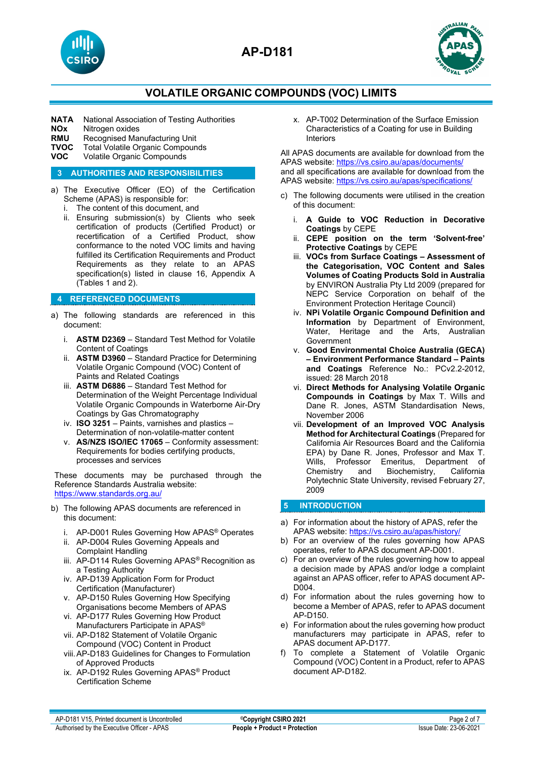**NATA** National Association of Testing Authorities
**NOx** Nitrogen oxides
**RMU** Recognised Manufacturing Unit
**TVOC** Total Volatile Organic Compounds
**VOC** Volatile Organic Compounds

## 3 AUTHORITIES AND RESPONSIBILITIES

a) The Executive Officer (EO) of the Certification Scheme (APAS) is responsible for:
   i. The content of this document, and
   ii. Ensuring submission(s) by Clients who seek certification of products (Certified Product) or recertification of a Certified Product, show conformance to the noted VOC limits and having fulfilled its Certification Requirements and Product Requirements as they relate to an APAS specification(s) listed in clause 16, Appendix A (Tables 1 and 2).

## 4 REFERENCED DOCUMENTS

a) The following standards are referenced in this document:

   i. **ASTM D2369** – Standard Test Method for Volatile Content of Coatings
   ii. **ASTM D3960** – Standard Practice for Determining Volatile Organic Compound (VOC) Content of Paints and Related Coatings
   iii. **ASTM D6886** – Standard Test Method for Determination of the Weight Percentage Individual Volatile Organic Compounds in Waterborne Air-Dry Coatings by Gas Chromatography
   iv. **ISO 3251** – Paints, varnishes and plastics – Determination of non-volatile-matter content
   v. **AS/NZS ISO/IEC 17065** – Conformity assessment: Requirements for bodies certifying products, processes and services

These documents may be purchased through the Reference Standards Australia website: https://www.standards.org.au/

b) The following APAS documents are referenced in this document:

   i. AP-D001 Rules Governing How APAS® Operates
   ii. AP-D004 Rules Governing Appeals and Complaint Handling
   iii. AP-D114 Rules Governing APAS® Recognition as a Testing Authority
   iv. AP-D139 Application Form for Product Certification (Manufacturer)
   v. AP-D150 Rules Governing How Specifying Organisations become Members of APAS
   vi. AP-D177 Rules Governing How Product Manufacturers Participate in APAS®
   vii. AP-D182 Statement of Volatile Organic Compound (VOC) Content in Product
   viii. AP-D183 Guidelines for Changes to Formulation of Approved Products
   ix. AP-D192 Rules Governing APAS® Product Certification Scheme
   x. AP-T002 Determination of the Surface Emission Characteristics of a Coating for use in Building Interiors

All APAS documents are available for download from the APAS website: https://vs.csiro.au/apas/documents/ and all specifications are available for download from the APAS website: https://vs.csiro.au/apas/specifications/

c) The following documents were utilised in the creation of this document:

   i. **A Guide to VOC Reduction in Decorative Coatings** by CEPE
   ii. **CEPE position on the term 'Solvent-free' Protective Coatings** by CEPE
   iii. **VOCs from Surface Coatings – Assessment of the Categorisation, VOC Content and Sales Volumes of Coating Products Sold in Australia** by ENVIRON Australia Pty Ltd 2009 (prepared for NEPC Service Corporation on behalf of the Environment Protection Heritage Council)
   iv. **NPi Volatile Organic Compound Definition and Information** by Department of Environment, Water, Heritage and the Arts, Australian Government
   v. **Good Environmental Choice Australia (GECA) – Environment Performance Standard – Paints and Coatings** Reference No.: PCv2.2-2012, issued: 28 March 2018
   vi. **Direct Methods for Analysing Volatile Organic Compounds in Coatings** by Max T. Wills and Dane R. Jones, ASTM Standardisation News, November 2006
   vii. **Development of an Improved VOC Analysis Method for Architectural Coatings** (Prepared for California Air Resources Board and the California EPA) by Dane R. Jones, Professor and Max T. Wills, Professor Emeritus, Department of Chemistry and Biochemistry, California Polytechnic State University, revised February 27, 2009

## 5 INTRODUCTION

a) For information about the history of APAS, refer the APAS website: https://vs.csiro.au/apas/history/
b) For an overview of the rules governing how APAS operates, refer to APAS document AP-D001.
c) For an overview of the rules governing how to appeal a decision made by APAS and/or lodge a complaint against an APAS officer, refer to APAS document AP-D004.
d) For information about the rules governing how to become a Member of APAS, refer to APAS document AP-D150.
e) For information about the rules governing how product manufacturers may participate in APAS, refer to APAS document AP-D177.
f) To complete a Statement of Volatile Organic Compound (VOC) Content in a Product, refer to APAS document AP-D182.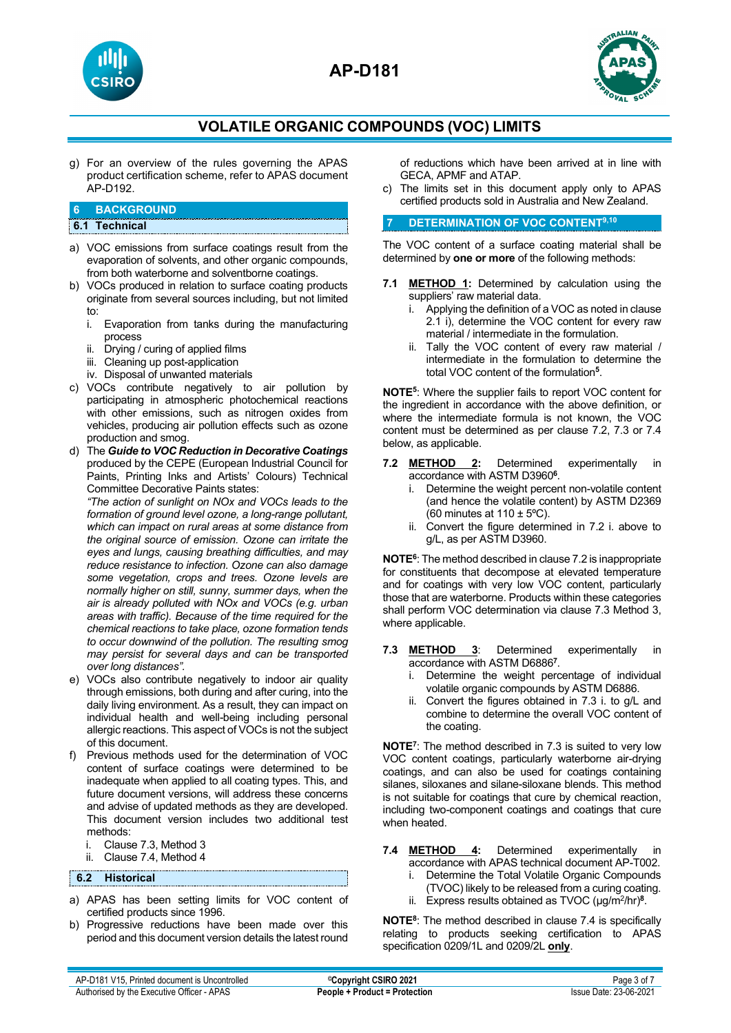g) For an overview of the rules governing the APAS product certification scheme, refer to APAS document AP-D192.

## 6 BACKGROUND

### 6.1 Technical

a) VOC emissions from surface coatings result from the evaporation of solvents, and other organic compounds, from both waterborne and solventborne coatings.

b) VOCs produced in relation to surface coating products originate from several sources including, but not limited to:
   i. Evaporation from tanks during the manufacturing process
   ii. Drying / curing of applied films
   iii. Cleaning up post-application
   iv. Disposal of unwanted materials

c) VOCs contribute negatively to air pollution by participating in atmospheric photochemical reactions with other emissions, such as nitrogen oxides from vehicles, producing air pollution effects such as ozone production and smog.

d) The ***Guide to VOC Reduction in Decorative Coatings*** produced by the CEPE (European Industrial Council for Paints, Printing Inks and Artists' Colours) Technical Committee Decorative Paints states:
*"The action of sunlight on NOx and VOCs leads to the formation of ground level ozone, a long-range pollutant, which can impact on rural areas at some distance from the original source of emission. Ozone can irritate the eyes and lungs, causing breathing difficulties, and may reduce resistance to infection. Ozone can also damage some vegetation, crops and trees. Ozone levels are normally higher on still, sunny, summer days, when the air is already polluted with NOx and VOCs (e.g. urban areas with traffic). Because of the time required for the chemical reactions to take place, ozone formation tends to occur downwind of the pollution. The resulting smog may persist for several days and can be transported over long distances".*

e) VOCs also contribute negatively to indoor air quality through emissions, both during and after curing, into the daily living environment. As a result, they can impact on individual health and well-being including personal allergic reactions. This aspect of VOCs is not the subject of this document.

f) Previous methods used for the determination of VOC content of surface coatings were determined to be inadequate when applied to all coating types. This, and future document versions, will address these concerns and advise of updated methods as they are developed. This document version includes two additional test methods:
   i. Clause 7.3, Method 3
   ii. Clause 7.4, Method 4

### 6.2 Historical

a) APAS has been setting limits for VOC content of certified products since 1996.

b) Progressive reductions have been made over this period and this document version details the latest round of reductions which have been arrived at in line with GECA, APMF and ATAP.

c) The limits set in this document apply only to APAS certified products sold in Australia and New Zealand.

## 7 DETERMINATION OF VOC CONTENT[9,10]

The VOC content of a surface coating material shall be determined by **one or more** of the following methods:

**7.1** **METHOD 1:** Determined by calculation using the suppliers' raw material data.
   i. Applying the definition of a VOC as noted in clause 2.1 i), determine the VOC content for every raw material / intermediate in the formulation.
   ii. Tally the VOC content of every raw material / intermediate in the formulation to determine the total VOC content of the formulation[5].

**NOTE[5]**: Where the supplier fails to report VOC content for the ingredient in accordance with the above definition, or where the intermediate formula is not known, the VOC content must be determined as per clause 7.2, 7.3 or 7.4 below, as applicable.

**7.2** **METHOD 2:** Determined experimentally in accordance with ASTM D3960[6].
   i. Determine the weight percent non-volatile content (and hence the volatile content) by ASTM D2369 (60 minutes at 110 ± 5ºC).
   ii. Convert the figure determined in 7.2 i. above to g/L, as per ASTM D3960.

**NOTE[6]**: The method described in clause 7.2 is inappropriate for constituents that decompose at elevated temperature and for coatings with very low VOC content, particularly those that are waterborne. Products within these categories shall perform VOC determination via clause 7.3 Method 3, where applicable.

**7.3** **METHOD 3**: Determined experimentally in accordance with ASTM D6886[7].
   i. Determine the weight percentage of individual volatile organic compounds by ASTM D6886.
   ii. Convert the figures obtained in 7.3 i. to g/L and combine to determine the overall VOC content of the coating.

**NOTE[7]**: The method described in 7.3 is suited to very low VOC content coatings, particularly waterborne air-drying coatings, and can also be used for coatings containing silanes, siloxanes and silane-siloxane blends. This method is not suitable for coatings that cure by chemical reaction, including two-component coatings and coatings that cure when heated.

**7.4** **METHOD 4:** Determined experimentally in accordance with APAS technical document AP-T002.
   i. Determine the Total Volatile Organic Compounds (TVOC) likely to be released from a curing coating.
   ii. Express results obtained as TVOC (µg/m²/hr)[8].

**NOTE[8]**: The method described in clause 7.4 is specifically relating to products seeking certification to APAS specification 0209/1L and 0209/2L **only**.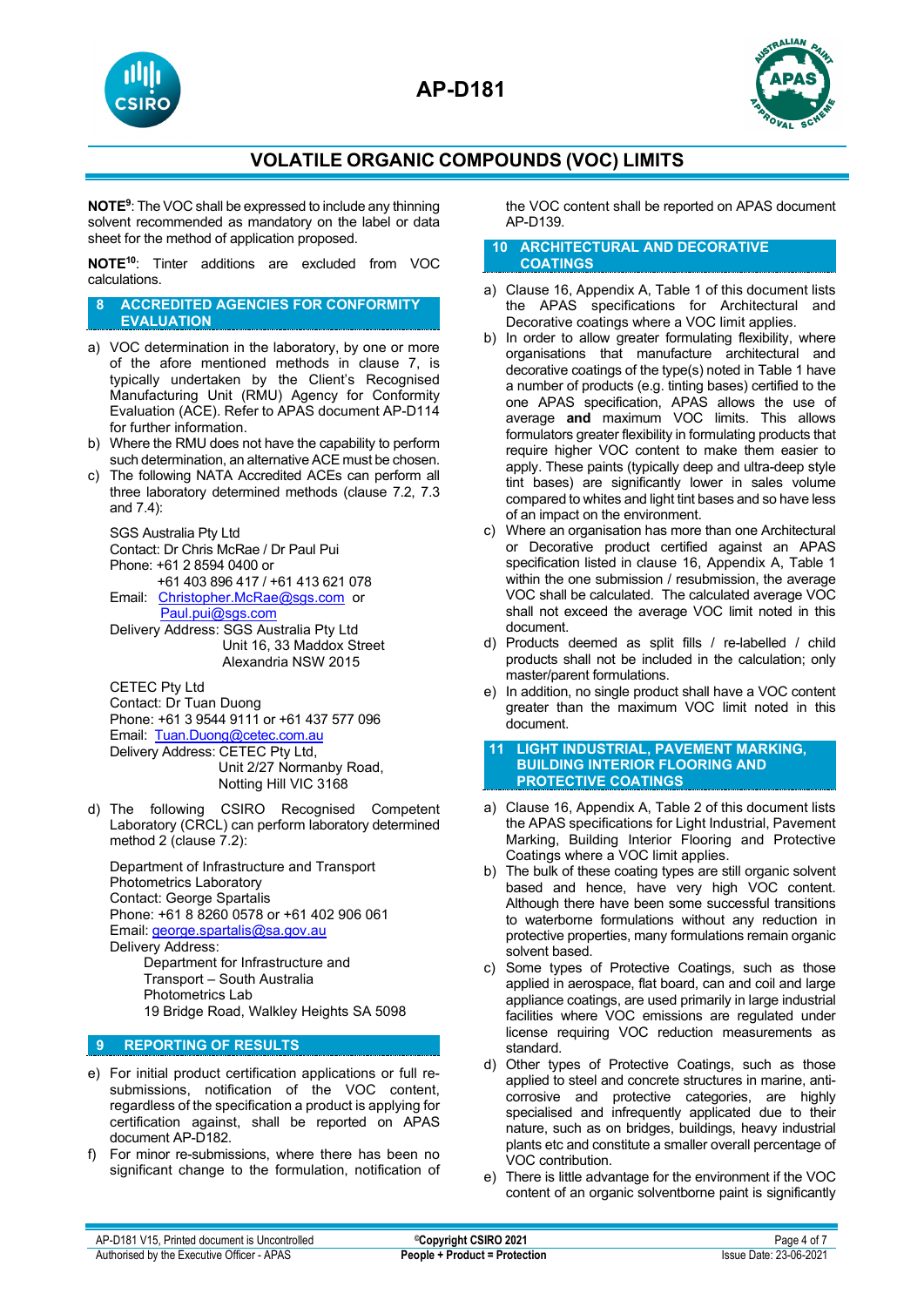**NOTE[9]**: The VOC shall be expressed to include any thinning solvent recommended as mandatory on the label or data sheet for the method of application proposed.

**NOTE[10]**: Tinter additions are excluded from VOC calculations.

## 8 ACCREDITED AGENCIES FOR CONFORMITY EVALUATION

a) VOC determination in the laboratory, by one or more of the afore mentioned methods in clause 7, is typically undertaken by the Client's Recognised Manufacturing Unit (RMU) Agency for Conformity Evaluation (ACE). Refer to APAS document AP-D114 for further information.
b) Where the RMU does not have the capability to perform such determination, an alternative ACE must be chosen.
c) The following NATA Accredited ACEs can perform all three laboratory determined methods (clause 7.2, 7.3 and 7.4):

SGS Australia Pty Ltd
Contact: Dr Chris McRae / Dr Paul Pui
Phone: +61 2 8594 0400 or
+61 403 896 417 / +61 413 621 078
Email: Christopher.McRae@sgs.com or
Paul.pui@sgs.com
Delivery Address: SGS Australia Pty Ltd
Unit 16, 33 Maddox Street
Alexandria NSW 2015

CETEC Pty Ltd
Contact: Dr Tuan Duong
Phone: +61 3 9544 9111 or +61 437 577 096
Email: Tuan.Duong@cetec.com.au
Delivery Address: CETEC Pty Ltd,
Unit 2/27 Normanby Road,
Notting Hill VIC 3168

d) The following CSIRO Recognised Competent Laboratory (CRCL) can perform laboratory determined method 2 (clause 7.2):

Department of Infrastructure and Transport
Photometrics Laboratory
Contact: George Spartalis
Phone: +61 8 8260 0578 or +61 402 906 061
Email: george.spartalis@sa.gov.au
Delivery Address:
Department for Infrastructure and Transport – South Australia
Photometrics Lab
19 Bridge Road, Walkley Heights SA 5098

## 9 REPORTING OF RESULTS

e) For initial product certification applications or full re-submissions, notification of the VOC content, regardless of the specification a product is applying for certification against, shall be reported on APAS document AP-D182.
f) For minor re-submissions, where there has been no significant change to the formulation, notification of the VOC content shall be reported on APAS document AP-D139.

## 10 ARCHITECTURAL AND DECORATIVE COATINGS

a) Clause 16, Appendix A, Table 1 of this document lists the APAS specifications for Architectural and Decorative coatings where a VOC limit applies.
b) In order to allow greater formulating flexibility, where organisations that manufacture architectural and decorative coatings of the type(s) noted in Table 1 have a number of products (e.g. tinting bases) certified to the one APAS specification, APAS allows the use of average **and** maximum VOC limits. This allows formulators greater flexibility in formulating products that require higher VOC content to make them easier to apply. These paints (typically deep and ultra-deep style tint bases) are significantly lower in sales volume compared to whites and light tint bases and so have less of an impact on the environment.
c) Where an organisation has more than one Architectural or Decorative product certified against an APAS specification listed in clause 16, Appendix A, Table 1 within the one submission / resubmission, the average VOC shall be calculated. The calculated average VOC shall not exceed the average VOC limit noted in this document.
d) Products deemed as split fills / re-labelled / child products shall not be included in the calculation; only master/parent formulations.
e) In addition, no single product shall have a VOC content greater than the maximum VOC limit noted in this document.

## 11 LIGHT INDUSTRIAL, PAVEMENT MARKING, BUILDING INTERIOR FLOORING AND PROTECTIVE COATINGS

a) Clause 16, Appendix A, Table 2 of this document lists the APAS specifications for Light Industrial, Pavement Marking, Building Interior Flooring and Protective Coatings where a VOC limit applies.
b) The bulk of these coating types are still organic solvent based and hence, have very high VOC content. Although there have been some successful transitions to waterborne formulations without any reduction in protective properties, many formulations remain organic solvent based.
c) Some types of Protective Coatings, such as those applied in aerospace, flat board, can and coil and large appliance coatings, are used primarily in large industrial facilities where VOC emissions are regulated under license requiring VOC reduction measurements as standard.
d) Other types of Protective Coatings, such as those applied to steel and concrete structures in marine, anti-corrosive and protective categories, are highly specialised and infrequently applicated due to their nature, such as on bridges, buildings, heavy industrial plants etc and constitute a smaller overall percentage of VOC contribution.
e) There is little advantage for the environment if the VOC content of an organic solventborne paint is significantly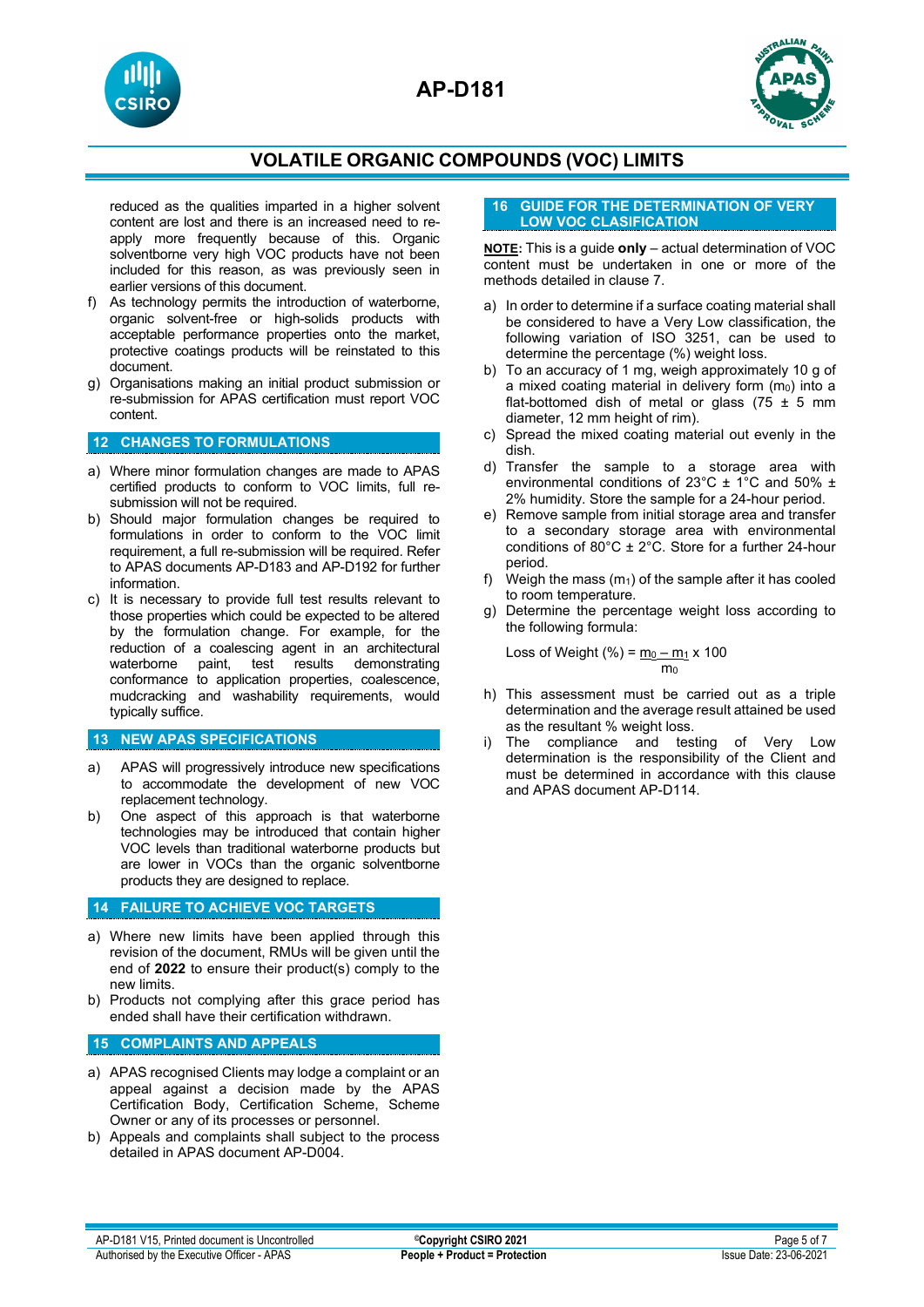reduced as the qualities imparted in a higher solvent content are lost and there is an increased need to re-apply more frequently because of this. Organic solventborne very high VOC products have not been included for this reason, as was previously seen in earlier versions of this document.

f) As technology permits the introduction of waterborne, organic solvent-free or high-solids products with acceptable performance properties onto the market, protective coatings products will be reinstated to this document.

g) Organisations making an initial product submission or re-submission for APAS certification must report VOC content.

## 12 CHANGES TO FORMULATIONS

a) Where minor formulation changes are made to APAS certified products to conform to VOC limits, full re-submission will not be required.

b) Should major formulation changes be required to formulations in order to conform to the VOC limit requirement, a full re-submission will be required. Refer to APAS documents AP-D183 and AP-D192 for further information.

c) It is necessary to provide full test results relevant to those properties which could be expected to be altered by the formulation change. For example, for the reduction of a coalescing agent in an architectural waterborne paint, test results demonstrating conformance to application properties, coalescence, mudcracking and washability requirements, would typically suffice.

## 13 NEW APAS SPECIFICATIONS

a) APAS will progressively introduce new specifications to accommodate the development of new VOC replacement technology.

b) One aspect of this approach is that waterborne technologies may be introduced that contain higher VOC levels than traditional waterborne products but are lower in VOCs than the organic solventborne products they are designed to replace.

## 14 FAILURE TO ACHIEVE VOC TARGETS

a) Where new limits have been applied through this revision of the document, RMUs will be given until the end of **2022** to ensure their product(s) comply to the new limits.

b) Products not complying after this grace period has ended shall have their certification withdrawn.

## 15 COMPLAINTS AND APPEALS

a) APAS recognised Clients may lodge a complaint or an appeal against a decision made by the APAS Certification Body, Certification Scheme, Scheme Owner or any of its processes or personnel.

b) Appeals and complaints shall subject to the process detailed in APAS document AP-D004.

## 16 GUIDE FOR THE DETERMINATION OF VERY LOW VOC CLASIFICATION

**NOTE:** This is a guide **only** – actual determination of VOC content must be undertaken in one or more of the methods detailed in clause 7.

a) In order to determine if a surface coating material shall be considered to have a Very Low classification, the following variation of ISO 3251, can be used to determine the percentage (%) weight loss.

b) To an accuracy of 1 mg, weigh approximately 10 g of a mixed coating material in delivery form ($m_0$) into a flat-bottomed dish of metal or glass (75 ± 5 mm diameter, 12 mm height of rim).

c) Spread the mixed coating material out evenly in the dish.

d) Transfer the sample to a storage area with environmental conditions of 23°C ± 1°C and 50% ± 2% humidity. Store the sample for a 24-hour period.

e) Remove sample from initial storage area and transfer to a secondary storage area with environmental conditions of 80°C ± 2°C. Store for a further 24-hour period.

f) Weigh the mass ($m_1$) of the sample after it has cooled to room temperature.

g) Determine the percentage weight loss according to the following formula:

$$\text{Loss of Weight (\%)} = \frac{m_0 - m_1}{m_0} \times 100$$

h) This assessment must be carried out as a triple determination and the average result attained be used as the resultant % weight loss.

i) The compliance and testing of Very Low determination is the responsibility of the Client and must be determined in accordance with this clause and APAS document AP-D114.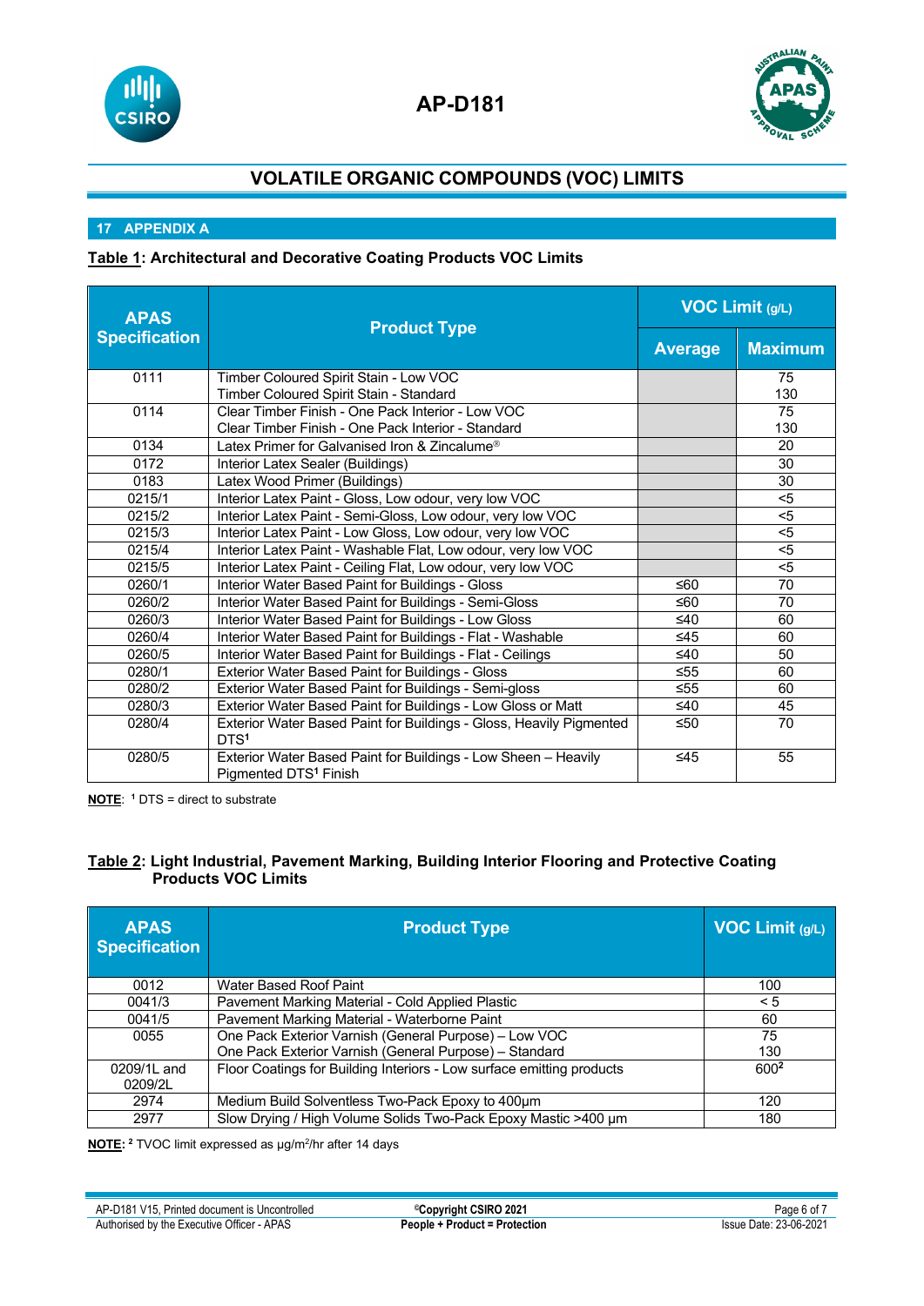# AP-D181

## VOLATILE ORGANIC COMPOUNDS (VOC) LIMITS

### 17 APPENDIX A

**Table 1: Architectural and Decorative Coating Products VOC Limits**

| APAS Specification | Product Type | VOC Limit (g/L) | |
|---|---|---|---|
| | | Average | Maximum |
| 0111 | Timber Coloured Spirit Stain - Low VOC<br>Timber Coloured Spirit Stain - Standard | | 75<br>130 |
| 0114 | Clear Timber Finish - One Pack Interior - Low VOC<br>Clear Timber Finish - One Pack Interior - Standard | | 75<br>130 |
| 0134 | Latex Primer for Galvanised Iron & Zincalume® | | 20 |
| 0172 | Interior Latex Sealer (Buildings) | | 30 |
| 0183 | Latex Wood Primer (Buildings) | | 30 |
| 0215/1 | Interior Latex Paint - Gloss, Low odour, very low VOC | | <5 |
| 0215/2 | Interior Latex Paint - Semi-Gloss, Low odour, very low VOC | | <5 |
| 0215/3 | Interior Latex Paint - Low Gloss, Low odour, very low VOC | | <5 |
| 0215/4 | Interior Latex Paint - Washable Flat, Low odour, very low VOC | | <5 |
| 0215/5 | Interior Latex Paint - Ceiling Flat, Low odour, very low VOC | | <5 |
| 0260/1 | Interior Water Based Paint for Buildings - Gloss | ≤60 | 70 |
| 0260/2 | Interior Water Based Paint for Buildings - Semi-Gloss | ≤60 | 70 |
| 0260/3 | Interior Water Based Paint for Buildings - Low Gloss | ≤40 | 60 |
| 0260/4 | Interior Water Based Paint for Buildings - Flat - Washable | ≤45 | 60 |
| 0260/5 | Interior Water Based Paint for Buildings - Flat - Ceilings | ≤40 | 50 |
| 0280/1 | Exterior Water Based Paint for Buildings - Gloss | ≤55 | 60 |
| 0280/2 | Exterior Water Based Paint for Buildings - Semi-gloss | ≤55 | 60 |
| 0280/3 | Exterior Water Based Paint for Buildings - Low Gloss or Matt | ≤40 | 45 |
| 0280/4 | Exterior Water Based Paint for Buildings - Gloss, Heavily Pigmented DTS[1] | ≤50 | 70 |
| 0280/5 | Exterior Water Based Paint for Buildings - Low Sheen – Heavily Pigmented DTS[1] Finish | ≤45 | 55 |

**NOTE**: [1] DTS = direct to substrate

**Table 2: Light Industrial, Pavement Marking, Building Interior Flooring and Protective Coating Products VOC Limits**

| APAS Specification | Product Type | VOC Limit (g/L) |
|---|---|---|
| 0012 | Water Based Roof Paint | 100 |
| 0041/3 | Pavement Marking Material - Cold Applied Plastic | < 5 |
| 0041/5 | Pavement Marking Material - Waterborne Paint | 60 |
| 0055 | One Pack Exterior Varnish (General Purpose) – Low VOC<br>One Pack Exterior Varnish (General Purpose) – Standard | 75<br>130 |
| 0209/1L and 0209/2L | Floor Coatings for Building Interiors - Low surface emitting products | 600[2] |
| 2974 | Medium Build Solventless Two-Pack Epoxy to 400µm | 120 |
| 2977 | Slow Drying / High Volume Solids Two-Pack Epoxy Mastic >400 µm | 180 |

**NOTE:** [2] TVOC limit expressed as µg/m$^2$/hr after 14 days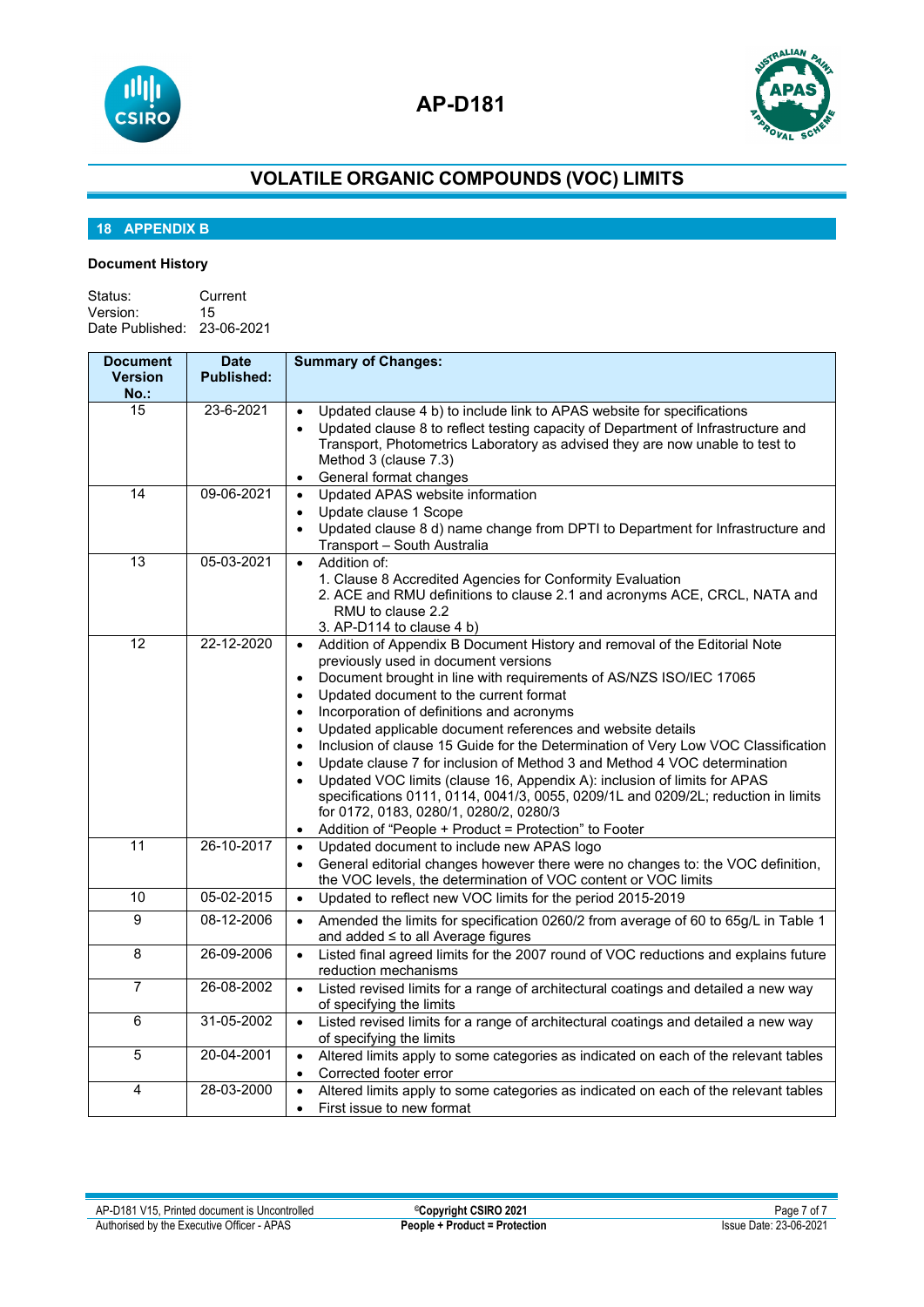# VOLATILE ORGANIC COMPOUNDS (VOC) LIMITS

## 18 APPENDIX B

**Document History**

Status: Current
Version: 15
Date Published: 23-06-2021

| Document Version No.: | Date Published: | Summary of Changes: |
|---|---|---|
| 15 | 23-6-2021 | • Updated clause 4 b) to include link to APAS website for specifications<br>• Updated clause 8 to reflect testing capacity of Department of Infrastructure and Transport, Photometrics Laboratory as advised they are now unable to test to Method 3 (clause 7.3)<br>• General format changes |
| 14 | 09-06-2021 | • Updated APAS website information<br>• Update clause 1 Scope<br>• Updated clause 8 d) name change from DPTI to Department for Infrastructure and Transport – South Australia |
| 13 | 05-03-2021 | • Addition of:<br>1. Clause 8 Accredited Agencies for Conformity Evaluation<br>2. ACE and RMU definitions to clause 2.1 and acronyms ACE, CRCL, NATA and RMU to clause 2.2<br>3. AP-D114 to clause 4 b) |
| 12 | 22-12-2020 | • Addition of Appendix B Document History and removal of the Editorial Note previously used in document versions<br>• Document brought in line with requirements of AS/NZS ISO/IEC 17065<br>• Updated document to the current format<br>• Incorporation of definitions and acronyms<br>• Updated applicable document references and website details<br>• Inclusion of clause 15 Guide for the Determination of Very Low VOC Classification<br>• Update clause 7 for inclusion of Method 3 and Method 4 VOC determination<br>• Updated VOC limits (clause 16, Appendix A): inclusion of limits for APAS specifications 0111, 0114, 0041/3, 0055, 0209/1L and 0209/2L; reduction in limits for 0172, 0183, 0280/1, 0280/2, 0280/3<br>• Addition of "People + Product = Protection" to Footer |
| 11 | 26-10-2017 | • Updated document to include new APAS logo<br>• General editorial changes however there were no changes to: the VOC definition, the VOC levels, the determination of VOC content or VOC limits |
| 10 | 05-02-2015 | • Updated to reflect new VOC limits for the period 2015-2019 |
| 9 | 08-12-2006 | • Amended the limits for specification 0260/2 from average of 60 to 65g/L in Table 1 and added ≤ to all Average figures |
| 8 | 26-09-2006 | • Listed final agreed limits for the 2007 round of VOC reductions and explains future reduction mechanisms |
| 7 | 26-08-2002 | • Listed revised limits for a range of architectural coatings and detailed a new way of specifying the limits |
| 6 | 31-05-2002 | • Listed revised limits for a range of architectural coatings and detailed a new way of specifying the limits |
| 5 | 20-04-2001 | • Altered limits apply to some categories as indicated on each of the relevant tables<br>• Corrected footer error |
| 4 | 28-03-2000 | • Altered limits apply to some categories as indicated on each of the relevant tables<br>• First issue to new format |